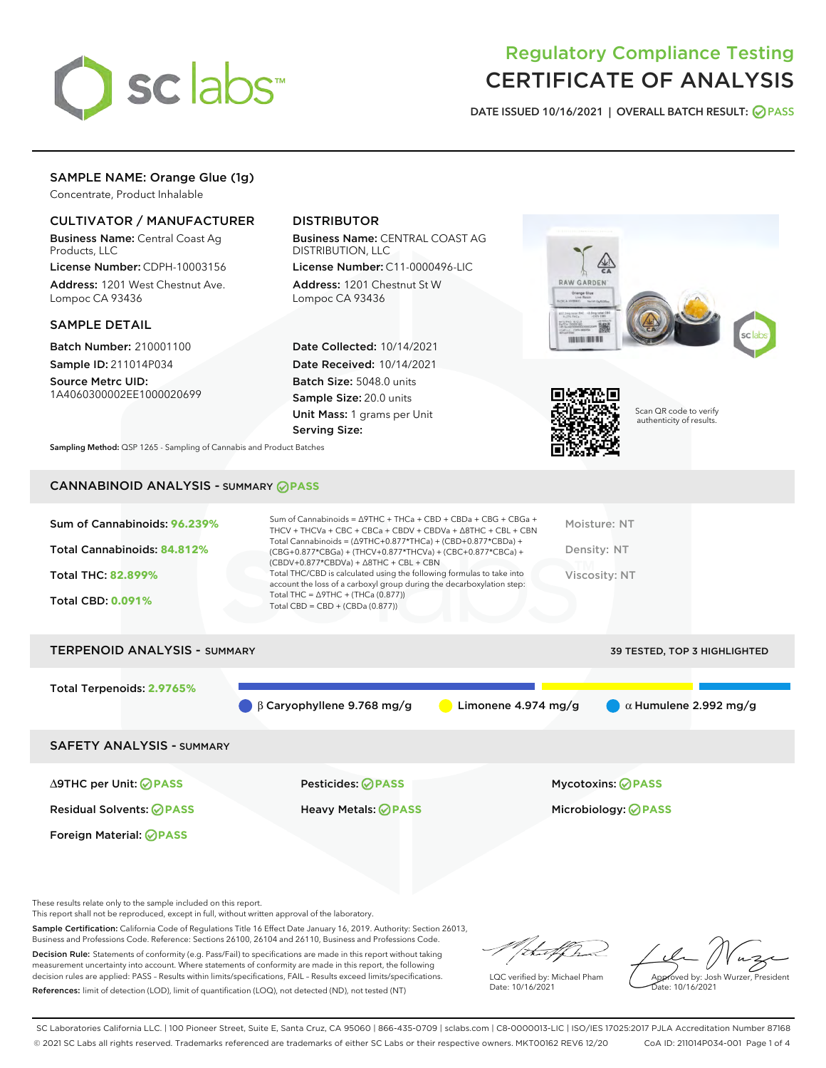# Regulatory Compliance Testing
# CERTIFICATE OF ANALYSIS

DATE ISSUED 10/16/2021 | OVERALL BATCH RESULT: PASS

## SAMPLE NAME: Orange Glue (1g)

Concentrate, Product Inhalable

### CULTIVATOR / MANUFACTURER

**Business Name:** Central Coast Ag Products, LLC
**License Number:** CDPH-10003156
**Address:** 1201 West Chestnut Ave. Lompoc CA 93436

### DISTRIBUTOR

**Business Name:** CENTRAL COAST AG DISTRIBUTION, LLC
**License Number:** C11-0000496-LIC
**Address:** 1201 Chestnut St W Lompoc CA 93436

### SAMPLE DETAIL

**Batch Number:** 210001100
**Sample ID:** 211014P034
**Source Metrc UID:** 1A4060300002EE1000020699

**Date Collected:** 10/14/2021
**Date Received:** 10/14/2021
**Batch Size:** 5048.0 units
**Sample Size:** 20.0 units
**Unit Mass:** 1 grams per Unit
**Serving Size:**

**Sampling Method:** QSP 1265 - Sampling of Cannabis and Product Batches

Scan QR code to verify authenticity of results.

## CANNABINOID ANALYSIS - SUMMARY PASS

**Sum of Cannabinoids:** 96.239%
**Total Cannabinoids:** 84.812%
**Total THC:** 82.899%
**Total CBD:** 0.091%

Sum of Cannabinoids = Δ9THC + THCa + CBD + CBDa + CBG + CBGa + THCV + THCVa + CBC + CBCa + CBDV + CBDVa + Δ8THC + CBL + CBN
Total Cannabinoids = (Δ9THC+0.877*THCa) + (CBD+0.877*CBDa) + (CBG+0.877*CBGa) + (THCV+0.877*THCVa) + (CBC+0.877*CBCa) + (CBDV+0.877*CBDVa) + Δ8THC + CBL + CBN
Total THC/CBD is calculated using the following formulas to take into account the loss of a carboxyl group during the decarboxylation step:
Total THC = Δ9THC + (THCa (0.877))
Total CBD = CBD + (CBDa (0.877))

Moisture: NT
Density: NT
Viscosity: NT

## TERPENOID ANALYSIS - SUMMARY

39 TESTED, TOP 3 HIGHLIGHTED

**Total Terpenoids:** 2.9765%

β Caryophyllene 9.768 mg/g
Limonene 4.974 mg/g
α Humulene 2.992 mg/g

## SAFETY ANALYSIS - SUMMARY

Δ9THC per Unit: PASS
Pesticides: PASS
Mycotoxins: PASS
Residual Solvents: PASS
Heavy Metals: PASS
Microbiology: PASS
Foreign Material: PASS

These results relate only to the sample included on this report.
This report shall not be reproduced, except in full, without written approval of the laboratory.

**Sample Certification:** California Code of Regulations Title 16 Effect Date January 16, 2019. Authority: Section 26013, Business and Professions Code. Reference: Sections 26100, 26104 and 26110, Business and Professions Code.

**Decision Rule:** Statements of conformity (e.g. Pass/Fail) to specifications are made in this report without taking measurement uncertainty into account. Where statements of conformity are made in this report, the following decision rules are applied: PASS – Results within limits/specifications, FAIL – Results exceed limits/specifications.

**References:** limit of detection (LOD), limit of quantification (LOQ), not detected (ND), not tested (NT)

LQC verified by: Michael Pham
Date: 10/16/2021

Approved by: Josh Wurzer, President
Date: 10/16/2021

SC Laboratories California LLC. | 100 Pioneer Street, Suite E, Santa Cruz, CA 95060 | 866-435-0709 | sclabs.com | C8-0000013-LIC | ISO/IES 17025:2017 PJLA Accreditation Number 87168
© 2021 SC Labs all rights reserved. Trademarks referenced are trademarks of either SC Labs or their respective owners. MKT00162 REV6 12/20 CoA ID: 211014P034-001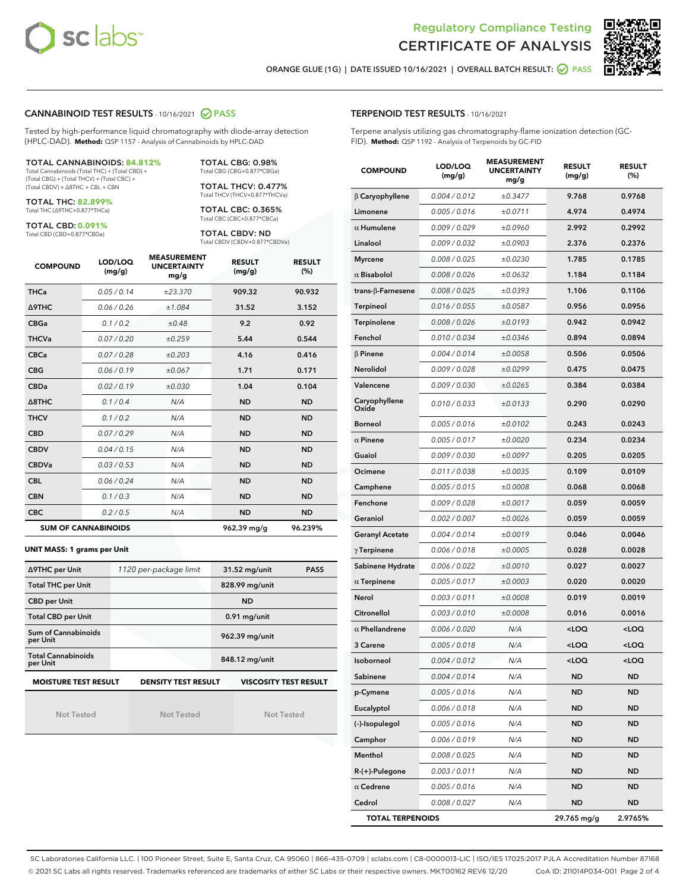Regulatory Compliance Testing
# CERTIFICATE OF ANALYSIS

ORANGE GLUE (1G) | DATE ISSUED 10/16/2021 | OVERALL BATCH RESULT: PASS

## CANNABINOID TEST RESULTS - 10/16/2021 PASS

Tested by high-performance liquid chromatography with diode-array detection (HPLC-DAD). **Method:** QSP 1157 - Analysis of Cannabinoids by HPLC-DAD

**TOTAL CANNABINOIDS: 84.812%**
Total Cannabinoids (Total THC) + (Total CBD) + (Total CBG) + (Total THCV) + (Total CBC) + (Total CBDV) + Δ8THC + CBL + CBN

**TOTAL THC: 82.899%**
Total THC (Δ9THC+0.877*THCa)

**TOTAL CBD: 0.091%**
Total CBD (CBD+0.877*CBDa)

**TOTAL CBG: 0.98%**
Total CBG (CBG+0.877*CBGa)

**TOTAL THCV: 0.477%**
Total THCV (THCV+0.877*THCVa)

**TOTAL CBC: 0.365%**
Total CBC (CBC+0.877*CBCa)

**TOTAL CBDV: ND**
Total CBDV (CBDV+0.877*CBDVa)

| COMPOUND | LOD/LOQ (mg/g) | MEASUREMENT UNCERTAINTY mg/g | RESULT (mg/g) | RESULT (%) |
|---|---|---|---|---|
| THCa | 0.05 / 0.14 | ±23.370 | 909.32 | 90.932 |
| Δ9THC | 0.06 / 0.26 | ±1.084 | 31.52 | 3.152 |
| CBGa | 0.1 / 0.2 | ±0.48 | 9.2 | 0.92 |
| THCVa | 0.07 / 0.20 | ±0.259 | 5.44 | 0.544 |
| CBCa | 0.07 / 0.28 | ±0.203 | 4.16 | 0.416 |
| CBG | 0.06 / 0.19 | ±0.067 | 1.71 | 0.171 |
| CBDa | 0.02 / 0.19 | ±0.030 | 1.04 | 0.104 |
| Δ8THC | 0.1 / 0.4 | N/A | ND | ND |
| THCV | 0.1 / 0.2 | N/A | ND | ND |
| CBD | 0.07 / 0.29 | N/A | ND | ND |
| CBDV | 0.04 / 0.15 | N/A | ND | ND |
| CBDVa | 0.03 / 0.53 | N/A | ND | ND |
| CBL | 0.06 / 0.24 | N/A | ND | ND |
| CBN | 0.1 / 0.3 | N/A | ND | ND |
| CBC | 0.2 / 0.5 | N/A | ND | ND |
| **SUM OF CANNABINOIDS** | | | 962.39 mg/g | 96.239% |

**UNIT MASS: 1 grams per Unit**

| | | | |
|---|---|---|---|
| Δ9THC per Unit | 1120 per-package limit | 31.52 mg/unit | PASS |
| Total THC per Unit | | 828.99 mg/unit | |
| CBD per Unit | | ND | |
| Total CBD per Unit | | 0.91 mg/unit | |
| Sum of Cannabinoids per Unit | | 962.39 mg/unit | |
| Total Cannabinoids per Unit | | 848.12 mg/unit | |

| MOISTURE TEST RESULT | DENSITY TEST RESULT | VISCOSITY TEST RESULT |
|---|---|---|
| Not Tested | Not Tested | Not Tested |

## TERPENOID TEST RESULTS - 10/16/2021

Terpene analysis utilizing gas chromatography-flame ionization detection (GC-FID). **Method:** QSP 1192 - Analysis of Terpenoids by GC-FID

| COMPOUND | LOD/LOQ (mg/g) | MEASUREMENT UNCERTAINTY mg/g | RESULT (mg/g) | RESULT (%) |
|---|---|---|---|---|
| β Caryophyllene | 0.004 / 0.012 | ±0.3477 | 9.768 | 0.9768 |
| Limonene | 0.005 / 0.016 | ±0.0711 | 4.974 | 0.4974 |
| α Humulene | 0.009 / 0.029 | ±0.0960 | 2.992 | 0.2992 |
| Linalool | 0.009 / 0.032 | ±0.0903 | 2.376 | 0.2376 |
| Myrcene | 0.008 / 0.025 | ±0.0230 | 1.785 | 0.1785 |
| α Bisabolol | 0.008 / 0.026 | ±0.0632 | 1.184 | 0.1184 |
| trans-β-Farnesene | 0.008 / 0.025 | ±0.0393 | 1.106 | 0.1106 |
| Terpineol | 0.016 / 0.055 | ±0.0587 | 0.956 | 0.0956 |
| Terpinolene | 0.008 / 0.026 | ±0.0193 | 0.942 | 0.0942 |
| Fenchol | 0.010 / 0.034 | ±0.0346 | 0.894 | 0.0894 |
| β Pinene | 0.004 / 0.014 | ±0.0058 | 0.506 | 0.0506 |
| Nerolidol | 0.009 / 0.028 | ±0.0299 | 0.475 | 0.0475 |
| Valencene | 0.009 / 0.030 | ±0.0265 | 0.384 | 0.0384 |
| Caryophyllene Oxide | 0.010 / 0.033 | ±0.0133 | 0.290 | 0.0290 |
| Borneol | 0.005 / 0.016 | ±0.0102 | 0.243 | 0.0243 |
| α Pinene | 0.005 / 0.017 | ±0.0020 | 0.234 | 0.0234 |
| Guaiol | 0.009 / 0.030 | ±0.0097 | 0.205 | 0.0205 |
| Ocimene | 0.011 / 0.038 | ±0.0035 | 0.109 | 0.0109 |
| Camphene | 0.005 / 0.015 | ±0.0008 | 0.068 | 0.0068 |
| Fenchone | 0.009 / 0.028 | ±0.0017 | 0.059 | 0.0059 |
| Geraniol | 0.002 / 0.007 | ±0.0026 | 0.059 | 0.0059 |
| Geranyl Acetate | 0.004 / 0.014 | ±0.0019 | 0.046 | 0.0046 |
| γ Terpinene | 0.006 / 0.018 | ±0.0005 | 0.028 | 0.0028 |
| Sabinene Hydrate | 0.006 / 0.022 | ±0.0010 | 0.027 | 0.0027 |
| α Terpinene | 0.005 / 0.017 | ±0.0003 | 0.020 | 0.0020 |
| Nerol | 0.003 / 0.011 | ±0.0008 | 0.019 | 0.0019 |
| Citronellol | 0.003 / 0.010 | ±0.0008 | 0.016 | 0.0016 |
| α Phellandrene | 0.006 / 0.020 | N/A | <LOQ | <LOQ |
| 3 Carene | 0.005 / 0.018 | N/A | <LOQ | <LOQ |
| Isoborneol | 0.004 / 0.012 | N/A | <LOQ | <LOQ |
| Sabinene | 0.004 / 0.014 | N/A | ND | ND |
| p-Cymene | 0.005 / 0.016 | N/A | ND | ND |
| Eucalyptol | 0.006 / 0.018 | N/A | ND | ND |
| (-)-Isopulegol | 0.005 / 0.016 | N/A | ND | ND |
| Camphor | 0.006 / 0.019 | N/A | ND | ND |
| Menthol | 0.008 / 0.025 | N/A | ND | ND |
| R-(+)-Pulegone | 0.003 / 0.011 | N/A | ND | ND |
| α Cedrene | 0.005 / 0.016 | N/A | ND | ND |
| Cedrol | 0.008 / 0.027 | N/A | ND | ND |
| **TOTAL TERPENOIDS** | | | 29.765 mg/g | 2.9765% |

SC Laboratories California LLC. | 100 Pioneer Street, Suite E, Santa Cruz, CA 95060 | 866-435-0709 | sclabs.com | C8-0000013-LIC | ISO/IES 17025:2017 PJLA Accreditation Number 87168
© 2021 SC Labs all rights reserved. Trademarks referenced are trademarks of either SC Labs or their respective owners. MKT00162 REV6 12/20 CoA ID: 211014P034-001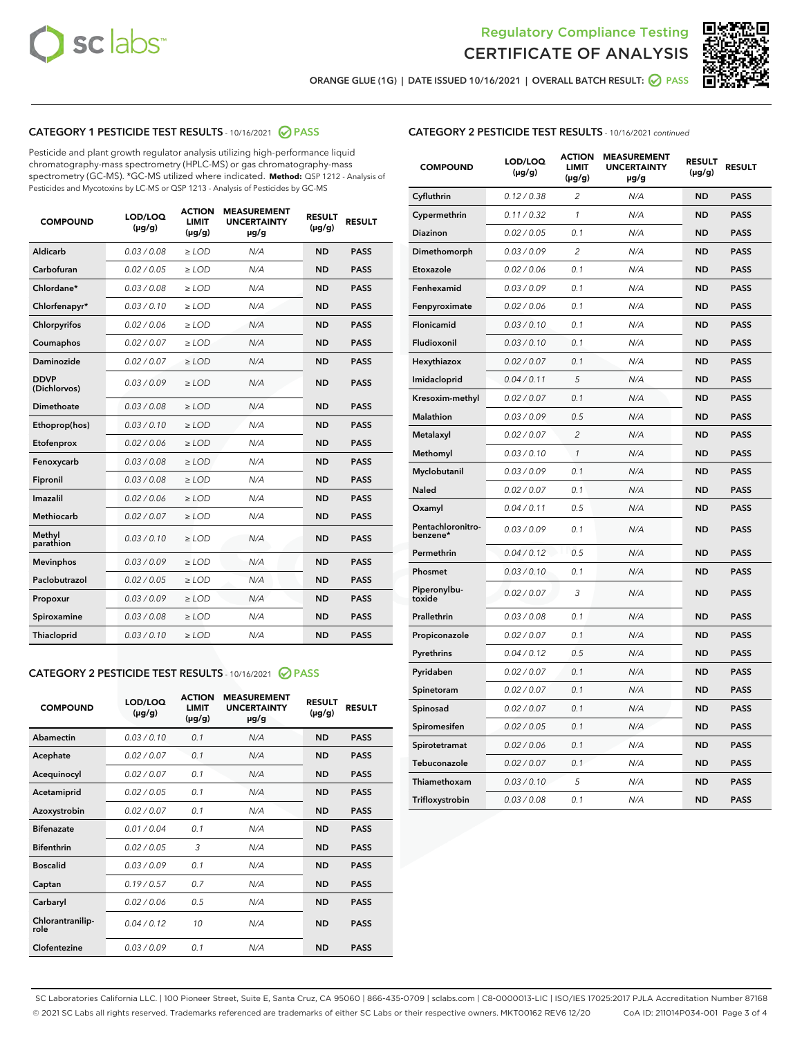Regulatory Compliance Testing

# CERTIFICATE OF ANALYSIS

ORANGE GLUE (1G) | DATE ISSUED 10/16/2021 | OVERALL BATCH RESULT: PASS

## CATEGORY 1 PESTICIDE TEST RESULTS - 10/16/2021 PASS

Pesticide and plant growth regulator analysis utilizing high-performance liquid chromatography-mass spectrometry (HPLC-MS) or gas chromatography-mass spectrometry (GC-MS). *GC-MS utilized where indicated. **Method:** QSP 1212 - Analysis of Pesticides and Mycotoxins by LC-MS or QSP 1213 - Analysis of Pesticides by GC-MS

| COMPOUND | LOD/LOQ (µg/g) | ACTION LIMIT (µg/g) | MEASUREMENT UNCERTAINTY µg/g | RESULT (µg/g) | RESULT |
|---|---|---|---|---|---|
| Aldicarb | 0.03 / 0.08 | ≥ LOD | N/A | ND | PASS |
| Carbofuran | 0.02 / 0.05 | ≥ LOD | N/A | ND | PASS |
| Chlordane* | 0.03 / 0.08 | ≥ LOD | N/A | ND | PASS |
| Chlorfenapyr* | 0.03 / 0.10 | ≥ LOD | N/A | ND | PASS |
| Chlorpyrifos | 0.02 / 0.06 | ≥ LOD | N/A | ND | PASS |
| Coumaphos | 0.02 / 0.07 | ≥ LOD | N/A | ND | PASS |
| Daminozide | 0.02 / 0.07 | ≥ LOD | N/A | ND | PASS |
| DDVP (Dichlorvos) | 0.03 / 0.09 | ≥ LOD | N/A | ND | PASS |
| Dimethoate | 0.03 / 0.08 | ≥ LOD | N/A | ND | PASS |
| Ethoprop(hos) | 0.03 / 0.10 | ≥ LOD | N/A | ND | PASS |
| Etofenprox | 0.02 / 0.06 | ≥ LOD | N/A | ND | PASS |
| Fenoxycarb | 0.03 / 0.08 | ≥ LOD | N/A | ND | PASS |
| Fipronil | 0.03 / 0.08 | ≥ LOD | N/A | ND | PASS |
| Imazalil | 0.02 / 0.06 | ≥ LOD | N/A | ND | PASS |
| Methiocarb | 0.02 / 0.07 | ≥ LOD | N/A | ND | PASS |
| Methyl parathion | 0.03 / 0.10 | ≥ LOD | N/A | ND | PASS |
| Mevinphos | 0.03 / 0.09 | ≥ LOD | N/A | ND | PASS |
| Paclobutrazol | 0.02 / 0.05 | ≥ LOD | N/A | ND | PASS |
| Propoxur | 0.03 / 0.09 | ≥ LOD | N/A | ND | PASS |
| Spiroxamine | 0.03 / 0.08 | ≥ LOD | N/A | ND | PASS |
| Thiacloprid | 0.03 / 0.10 | ≥ LOD | N/A | ND | PASS |

## CATEGORY 2 PESTICIDE TEST RESULTS - 10/16/2021 PASS

| COMPOUND | LOD/LOQ (µg/g) | ACTION LIMIT (µg/g) | MEASUREMENT UNCERTAINTY µg/g | RESULT (µg/g) | RESULT |
|---|---|---|---|---|---|
| Abamectin | 0.03 / 0.10 | 0.1 | N/A | ND | PASS |
| Acephate | 0.02 / 0.07 | 0.1 | N/A | ND | PASS |
| Acequinocyl | 0.02 / 0.07 | 0.1 | N/A | ND | PASS |
| Acetamiprid | 0.02 / 0.05 | 0.1 | N/A | ND | PASS |
| Azoxystrobin | 0.02 / 0.07 | 0.1 | N/A | ND | PASS |
| Bifenazate | 0.01 / 0.04 | 0.1 | N/A | ND | PASS |
| Bifenthrin | 0.02 / 0.05 | 3 | N/A | ND | PASS |
| Boscalid | 0.03 / 0.09 | 0.1 | N/A | ND | PASS |
| Captan | 0.19 / 0.57 | 0.7 | N/A | ND | PASS |
| Carbaryl | 0.02 / 0.06 | 0.5 | N/A | ND | PASS |
| Chlorantraniliprole | 0.04 / 0.12 | 10 | N/A | ND | PASS |
| Clofentezine | 0.03 / 0.09 | 0.1 | N/A | ND | PASS |
| Cyfluthrin | 0.12 / 0.38 | 2 | N/A | ND | PASS |
| Cypermethrin | 0.11 / 0.32 | 1 | N/A | ND | PASS |
| Diazinon | 0.02 / 0.05 | 0.1 | N/A | ND | PASS |
| Dimethomorph | 0.03 / 0.09 | 2 | N/A | ND | PASS |
| Etoxazole | 0.02 / 0.06 | 0.1 | N/A | ND | PASS |
| Fenhexamid | 0.03 / 0.09 | 0.1 | N/A | ND | PASS |
| Fenpyroximate | 0.02 / 0.06 | 0.1 | N/A | ND | PASS |
| Flonicamid | 0.03 / 0.10 | 0.1 | N/A | ND | PASS |
| Fludioxonil | 0.03 / 0.10 | 0.1 | N/A | ND | PASS |
| Hexythiazox | 0.02 / 0.07 | 0.1 | N/A | ND | PASS |
| Imidacloprid | 0.04 / 0.11 | 5 | N/A | ND | PASS |
| Kresoxim-methyl | 0.02 / 0.07 | 0.1 | N/A | ND | PASS |
| Malathion | 0.03 / 0.09 | 0.5 | N/A | ND | PASS |
| Metalaxyl | 0.02 / 0.07 | 2 | N/A | ND | PASS |
| Methomyl | 0.03 / 0.10 | 1 | N/A | ND | PASS |
| Myclobutanil | 0.03 / 0.09 | 0.1 | N/A | ND | PASS |
| Naled | 0.02 / 0.07 | 0.1 | N/A | ND | PASS |
| Oxamyl | 0.04 / 0.11 | 0.5 | N/A | ND | PASS |
| Pentachloronitrobenzene* | 0.03 / 0.09 | 0.1 | N/A | ND | PASS |
| Permethrin | 0.04 / 0.12 | 0.5 | N/A | ND | PASS |
| Phosmet | 0.03 / 0.10 | 0.1 | N/A | ND | PASS |
| Piperonylbutoxide | 0.02 / 0.07 | 3 | N/A | ND | PASS |
| Prallethrin | 0.03 / 0.08 | 0.1 | N/A | ND | PASS |
| Propiconazole | 0.02 / 0.07 | 0.1 | N/A | ND | PASS |
| Pyrethrins | 0.04 / 0.12 | 0.5 | N/A | ND | PASS |
| Pyridaben | 0.02 / 0.07 | 0.1 | N/A | ND | PASS |
| Spinetoram | 0.02 / 0.07 | 0.1 | N/A | ND | PASS |
| Spinosad | 0.02 / 0.07 | 0.1 | N/A | ND | PASS |
| Spiromesifen | 0.02 / 0.05 | 0.1 | N/A | ND | PASS |
| Spirotetramat | 0.02 / 0.06 | 0.1 | N/A | ND | PASS |
| Tebuconazole | 0.02 / 0.07 | 0.1 | N/A | ND | PASS |
| Thiamethoxam | 0.03 / 0.10 | 5 | N/A | ND | PASS |
| Trifloxystrobin | 0.03 / 0.08 | 0.1 | N/A | ND | PASS |

SC Laboratories California LLC. | 100 Pioneer Street, Suite E, Santa Cruz, CA 95060 | 866-435-0709 | sclabs.com | C8-0000013-LIC | ISO/IES 17025:2017 PJLA Accreditation Number 87168
© 2021 SC Labs all rights reserved. Trademarks referenced are trademarks of either SC Labs or their respective owners. MKT00162 REV6 12/20 CoA ID: 211014P034-001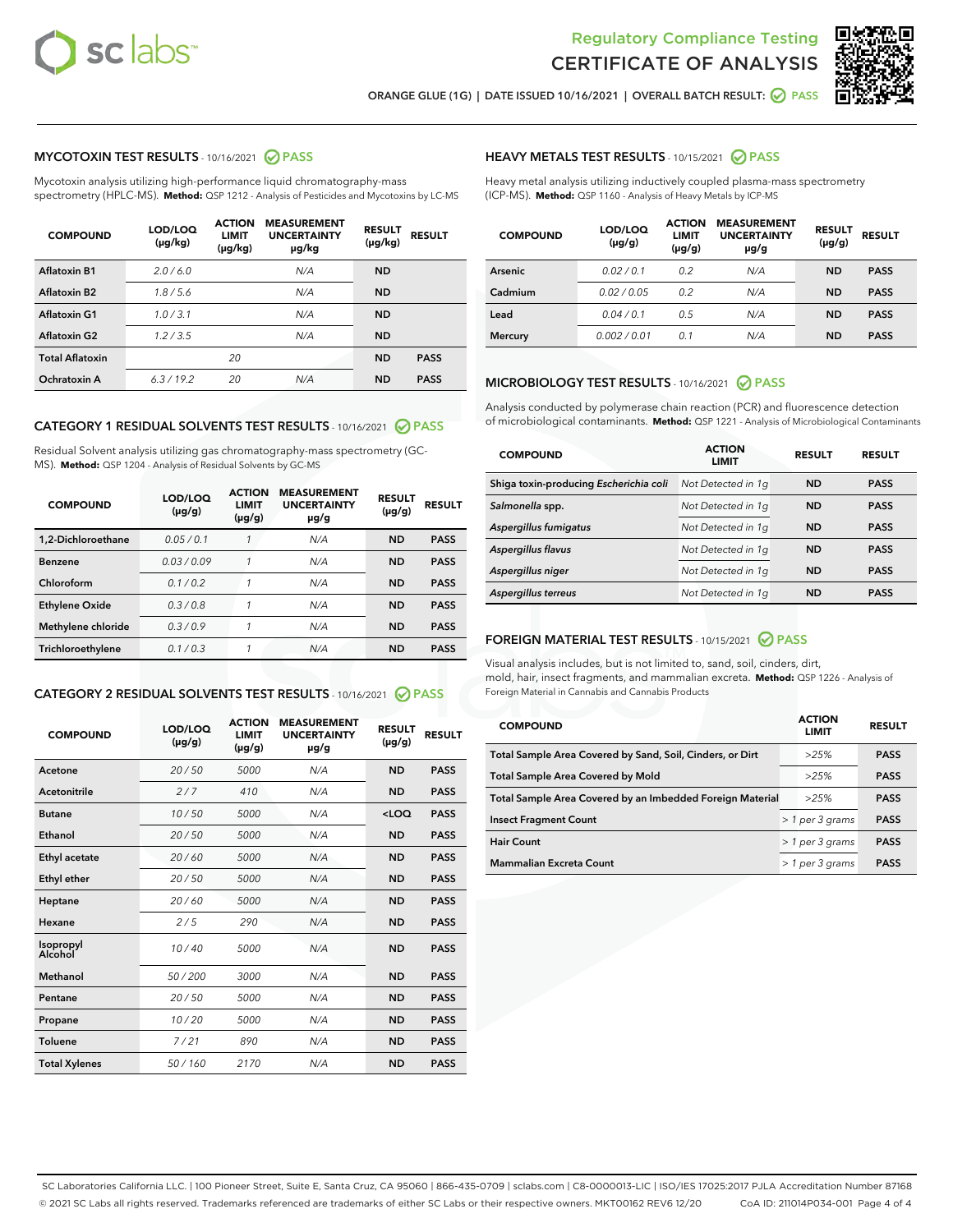Regulatory Compliance Testing

# CERTIFICATE OF ANALYSIS

ORANGE GLUE (1G) | DATE ISSUED 10/16/2021 | OVERALL BATCH RESULT: PASS

## MYCOTOXIN TEST RESULTS - 10/16/2021 PASS

Mycotoxin analysis utilizing high-performance liquid chromatography-mass spectrometry (HPLC-MS). **Method:** QSP 1212 - Analysis of Pesticides and Mycotoxins by LC-MS

| COMPOUND | LOD/LOQ (µg/kg) | ACTION LIMIT (µg/kg) | MEASUREMENT UNCERTAINTY µg/kg | RESULT (µg/kg) | RESULT |
|---|---|---|---|---|---|
| Aflatoxin B1 | 2.0 / 6.0 | | N/A | ND | |
| Aflatoxin B2 | 1.8 / 5.6 | | N/A | ND | |
| Aflatoxin G1 | 1.0 / 3.1 | | N/A | ND | |
| Aflatoxin G2 | 1.2 / 3.5 | | N/A | ND | |
| Total Aflatoxin | | 20 | | ND | PASS |
| Ochratoxin A | 6.3 / 19.2 | 20 | N/A | ND | PASS |

## CATEGORY 1 RESIDUAL SOLVENTS TEST RESULTS - 10/16/2021 PASS

Residual Solvent analysis utilizing gas chromatography-mass spectrometry (GC-MS). **Method:** QSP 1204 - Analysis of Residual Solvents by GC-MS

| COMPOUND | LOD/LOQ (µg/g) | ACTION LIMIT (µg/g) | MEASUREMENT UNCERTAINTY µg/g | RESULT (µg/g) | RESULT |
|---|---|---|---|---|---|
| 1,2-Dichloroethane | 0.05 / 0.1 | 1 | N/A | ND | PASS |
| Benzene | 0.03 / 0.09 | 1 | N/A | ND | PASS |
| Chloroform | 0.1 / 0.2 | 1 | N/A | ND | PASS |
| Ethylene Oxide | 0.3 / 0.8 | 1 | N/A | ND | PASS |
| Methylene chloride | 0.3 / 0.9 | 1 | N/A | ND | PASS |
| Trichloroethylene | 0.1 / 0.3 | 1 | N/A | ND | PASS |

## CATEGORY 2 RESIDUAL SOLVENTS TEST RESULTS - 10/16/2021 PASS

| COMPOUND | LOD/LOQ (µg/g) | ACTION LIMIT (µg/g) | MEASUREMENT UNCERTAINTY µg/g | RESULT (µg/g) | RESULT |
|---|---|---|---|---|---|
| Acetone | 20 / 50 | 5000 | N/A | ND | PASS |
| Acetonitrile | 2 / 7 | 410 | N/A | ND | PASS |
| Butane | 10 / 50 | 5000 | N/A | <LOQ | PASS |
| Ethanol | 20 / 50 | 5000 | N/A | ND | PASS |
| Ethyl acetate | 20 / 60 | 5000 | N/A | ND | PASS |
| Ethyl ether | 20 / 50 | 5000 | N/A | ND | PASS |
| Heptane | 20 / 60 | 5000 | N/A | ND | PASS |
| Hexane | 2 / 5 | 290 | N/A | ND | PASS |
| Isopropyl Alcohol | 10 / 40 | 5000 | N/A | ND | PASS |
| Methanol | 50 / 200 | 3000 | N/A | ND | PASS |
| Pentane | 20 / 50 | 5000 | N/A | ND | PASS |
| Propane | 10 / 20 | 5000 | N/A | ND | PASS |
| Toluene | 7 / 21 | 890 | N/A | ND | PASS |
| Total Xylenes | 50 / 160 | 2170 | N/A | ND | PASS |

## HEAVY METALS TEST RESULTS - 10/15/2021 PASS

Heavy metal analysis utilizing inductively coupled plasma-mass spectrometry (ICP-MS). **Method:** QSP 1160 - Analysis of Heavy Metals by ICP-MS

| COMPOUND | LOD/LOQ (µg/g) | ACTION LIMIT (µg/g) | MEASUREMENT UNCERTAINTY µg/g | RESULT (µg/g) | RESULT |
|---|---|---|---|---|---|
| Arsenic | 0.02 / 0.1 | 0.2 | N/A | ND | PASS |
| Cadmium | 0.02 / 0.05 | 0.2 | N/A | ND | PASS |
| Lead | 0.04 / 0.1 | 0.5 | N/A | ND | PASS |
| Mercury | 0.002 / 0.01 | 0.1 | N/A | ND | PASS |

## MICROBIOLOGY TEST RESULTS - 10/16/2021 PASS

Analysis conducted by polymerase chain reaction (PCR) and fluorescence detection of microbiological contaminants. **Method:** QSP 1221 - Analysis of Microbiological Contaminants

| COMPOUND | ACTION LIMIT | RESULT | RESULT |
|---|---|---|---|
| Shiga toxin-producing *Escherichia coli* | Not Detected in 1g | ND | PASS |
| *Salmonella* spp. | Not Detected in 1g | ND | PASS |
| *Aspergillus fumigatus* | Not Detected in 1g | ND | PASS |
| *Aspergillus flavus* | Not Detected in 1g | ND | PASS |
| *Aspergillus niger* | Not Detected in 1g | ND | PASS |
| *Aspergillus terreus* | Not Detected in 1g | ND | PASS |

## FOREIGN MATERIAL TEST RESULTS - 10/15/2021 PASS

Visual analysis includes, but is not limited to, sand, soil, cinders, dirt, mold, hair, insect fragments, and mammalian excreta. **Method:** QSP 1226 - Analysis of Foreign Material in Cannabis and Cannabis Products

| COMPOUND | ACTION LIMIT | RESULT |
|---|---|---|
| Total Sample Area Covered by Sand, Soil, Cinders, or Dirt | >25% | PASS |
| Total Sample Area Covered by Mold | >25% | PASS |
| Total Sample Area Covered by an Imbedded Foreign Material | >25% | PASS |
| Insect Fragment Count | > 1 per 3 grams | PASS |
| Hair Count | > 1 per 3 grams | PASS |
| Mammalian Excreta Count | > 1 per 3 grams | PASS |

SC Laboratories California LLC. | 100 Pioneer Street, Suite E, Santa Cruz, CA 95060 | 866-435-0709 | sclabs.com | C8-0000013-LIC | ISO/IES 17025:2017 PJLA Accreditation Number 87168
© 2021 SC Labs all rights reserved. Trademarks referenced are trademarks of either SC Labs or their respective owners. MKT00162 REV6 12/20 CoA ID: 211014P034-001